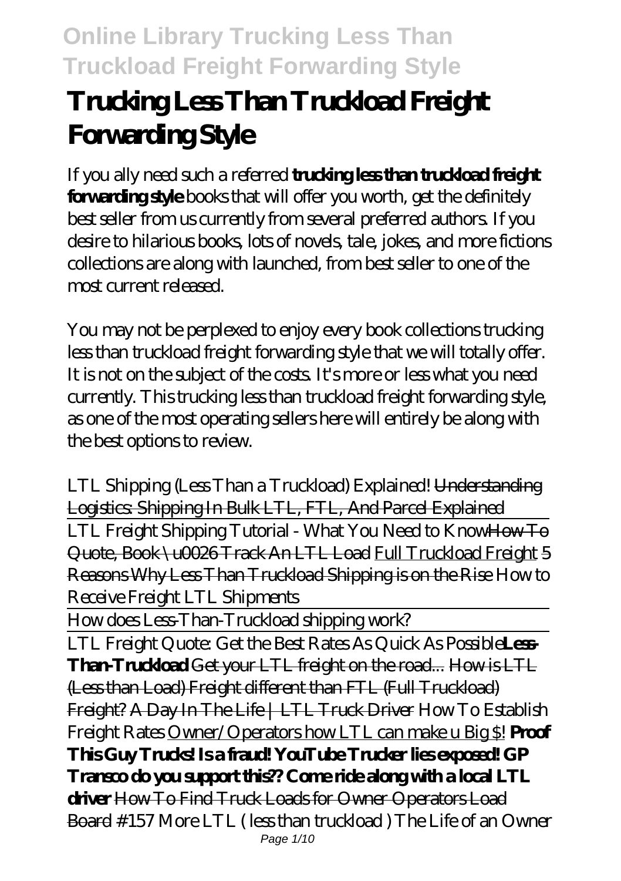# Trucking Less Than Truckload Freight Forwarding Style

If you ally need such a referred **trucking less than truckload freight forwarding style** books that will offer you worth, get the definitely best seller from us currently from several preferred authors. If you desire to hilarious books, lots of novels, tale, jokes, and more fictions collections are along with launched, from best seller to one of the most current released.

You may not be perplexed to enjoy every book collections trucking less than truckload freight forwarding style that we will totally offer. It is not on the subject of the costs. It's more or less what you need currently. This trucking less than truckload freight forwarding style, as one of the most operating sellers here will entirely be along with the best options to review.

*LTL Shipping (Less Than a Truckload) Explained!* ~~Understanding Logistics: Shipping In Bulk LTL, FTL, And Parcel Explained~~

LTL Freight Shipping Tutorial - What You Need to Know~~How To Quote, Book \u0026 Track An LTL Load~~ Full Truckload Freight ~~5 Reasons Why Less Than Truckload Shipping is on the Rise~~ *How to Receive Freight LTL Shipments*

How does Less-Than-Truckload shipping work?

LTL Freight Quote: Get the Best Rates As Quick As Possible**Less-Than-Truckload** ~~Get your LTL freight on the road...~~ ~~How is LTL (Less than Load) Freight different than FTL (Full Truckload) Freight?~~ ~~A Day In The Life | LTL Truck Driver~~ *How To Establish Freight Rates* Owner/Operators how LTL can make u Big $! **Proof This Guy Trucks! Is a fraud! YouTube Trucker lies exposed! GP Transco do you support this?? Come ride along with a local LTL driver** ~~How To Find Truck Loads for Owner Operators Load Board~~ *#157 More LTL ( less than truckload ) The Life of an Owner*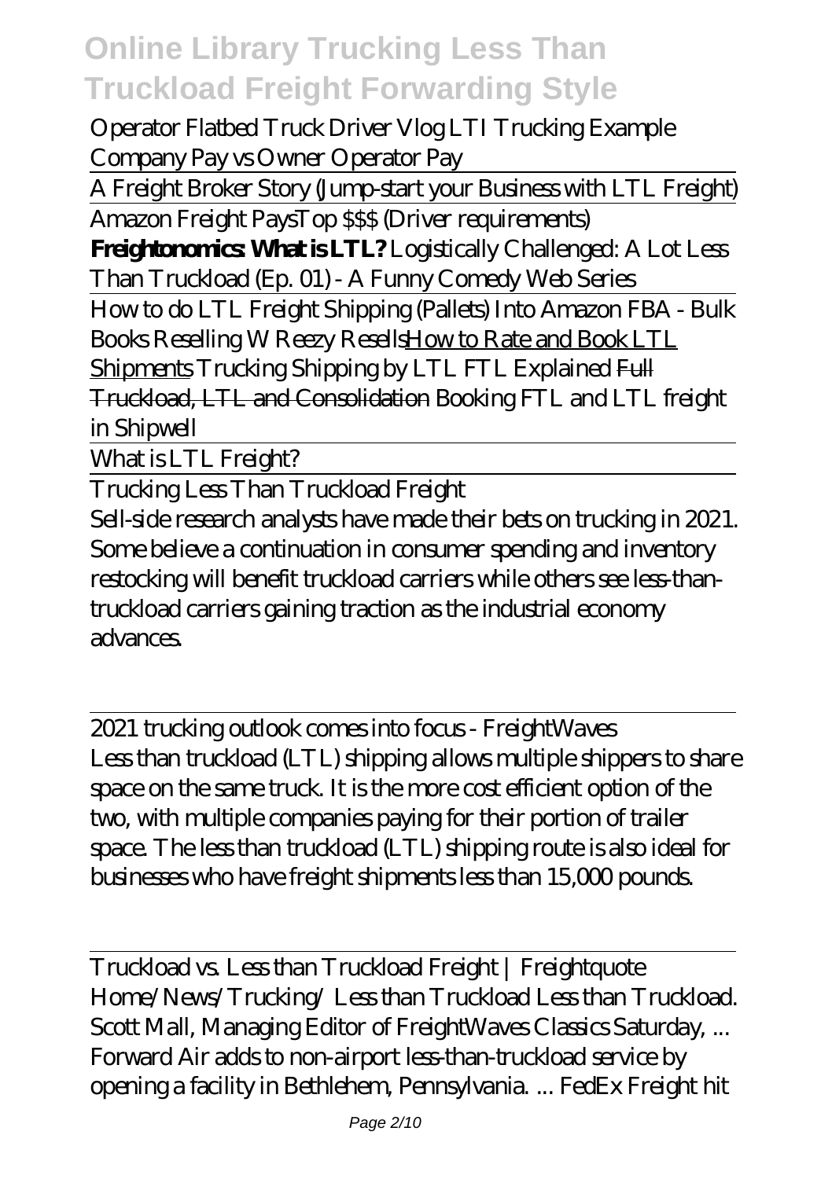Operator Flatbed Truck Driver Vlog LTI Trucking Example Company Pay vs Owner Operator Pay

A Freight Broker Story (Jump-start your Business with LTL Freight)

Amazon Freight Pays Top $$$ (Driver requirements)

**Freightonomics: What is LTL?** Logistically Challenged: A Lot Less Than Truckload (Ep. 01) - A Funny Comedy Web Series

How to do LTL Freight Shipping (Pallets) Into Amazon FBA - Bulk Books Reselling W Reezy Resells How to Rate and Book LTL Shipments Trucking Shipping by LTL FTL Explained ~~Full Truckload, LTL and Consolidation~~ Booking FTL and LTL freight in Shipwell

What is LTL Freight?

Trucking Less Than Truckload Freight

Sell-side research analysts have made their bets on trucking in 2021. Some believe a continuation in consumer spending and inventory restocking will benefit truckload carriers while others see less-than-truckload carriers gaining traction as the industrial economy advances.

2021 trucking outlook comes into focus - FreightWaves

Less than truckload (LTL) shipping allows multiple shippers to share space on the same truck. It is the more cost efficient option of the two, with multiple companies paying for their portion of trailer space. The less than truckload (LTL) shipping route is also ideal for businesses who have freight shipments less than 15,000 pounds.

Truckload vs. Less than Truckload Freight | Freightquote

Home/News/Trucking/ Less than Truckload Less than Truckload. Scott Mall, Managing Editor of FreightWaves Classics Saturday, ... Forward Air adds to non-airport less-than-truckload service by opening a facility in Bethlehem, Pennsylvania. ... FedEx Freight hit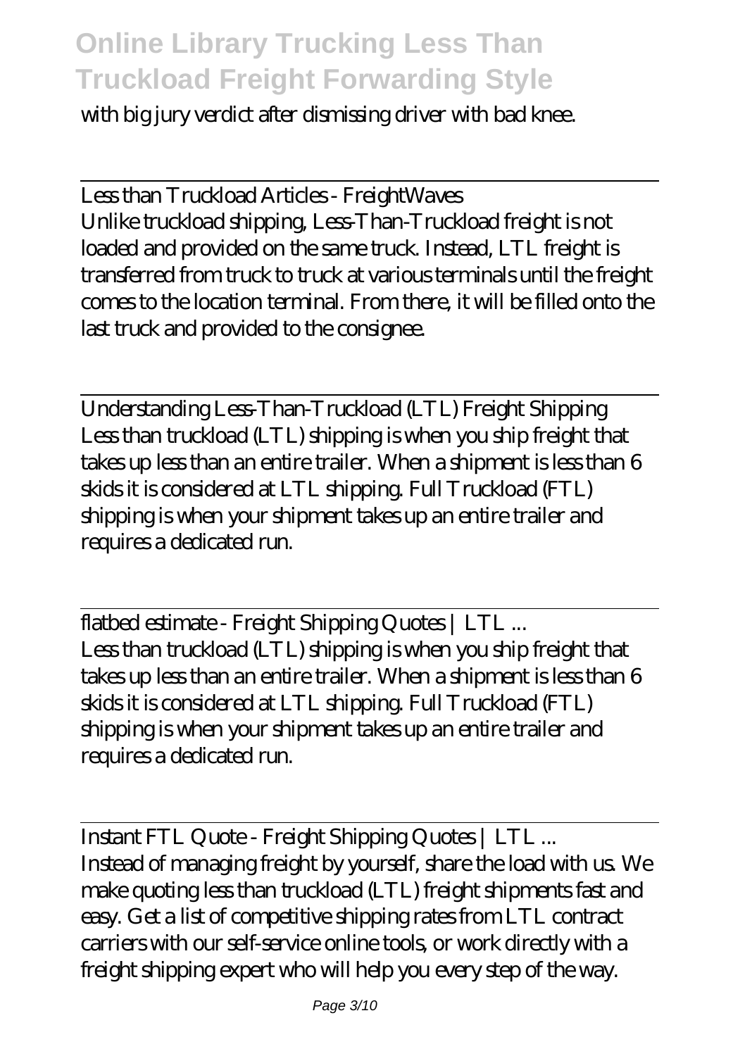with big jury verdict after dismissing driver with bad knee.

Less than Truckload Articles - FreightWaves

Unlike truckload shipping, Less-Than-Truckload freight is not loaded and provided on the same truck. Instead, LTL freight is transferred from truck to truck at various terminals until the freight comes to the location terminal. From there, it will be filled onto the last truck and provided to the consignee.

Understanding Less-Than-Truckload (LTL) Freight Shipping

Less than truckload (LTL) shipping is when you ship freight that takes up less than an entire trailer. When a shipment is less than 6 skids it is considered at LTL shipping. Full Truckload (FTL) shipping is when your shipment takes up an entire trailer and requires a dedicated run.

flatbed estimate - Freight Shipping Quotes | LTL ...

Less than truckload (LTL) shipping is when you ship freight that takes up less than an entire trailer. When a shipment is less than 6 skids it is considered at LTL shipping. Full Truckload (FTL) shipping is when your shipment takes up an entire trailer and requires a dedicated run.

Instant FTL Quote - Freight Shipping Quotes | LTL ...

Instead of managing freight by yourself, share the load with us. We make quoting less than truckload (LTL) freight shipments fast and easy. Get a list of competitive shipping rates from LTL contract carriers with our self-service online tools, or work directly with a freight shipping expert who will help you every step of the way.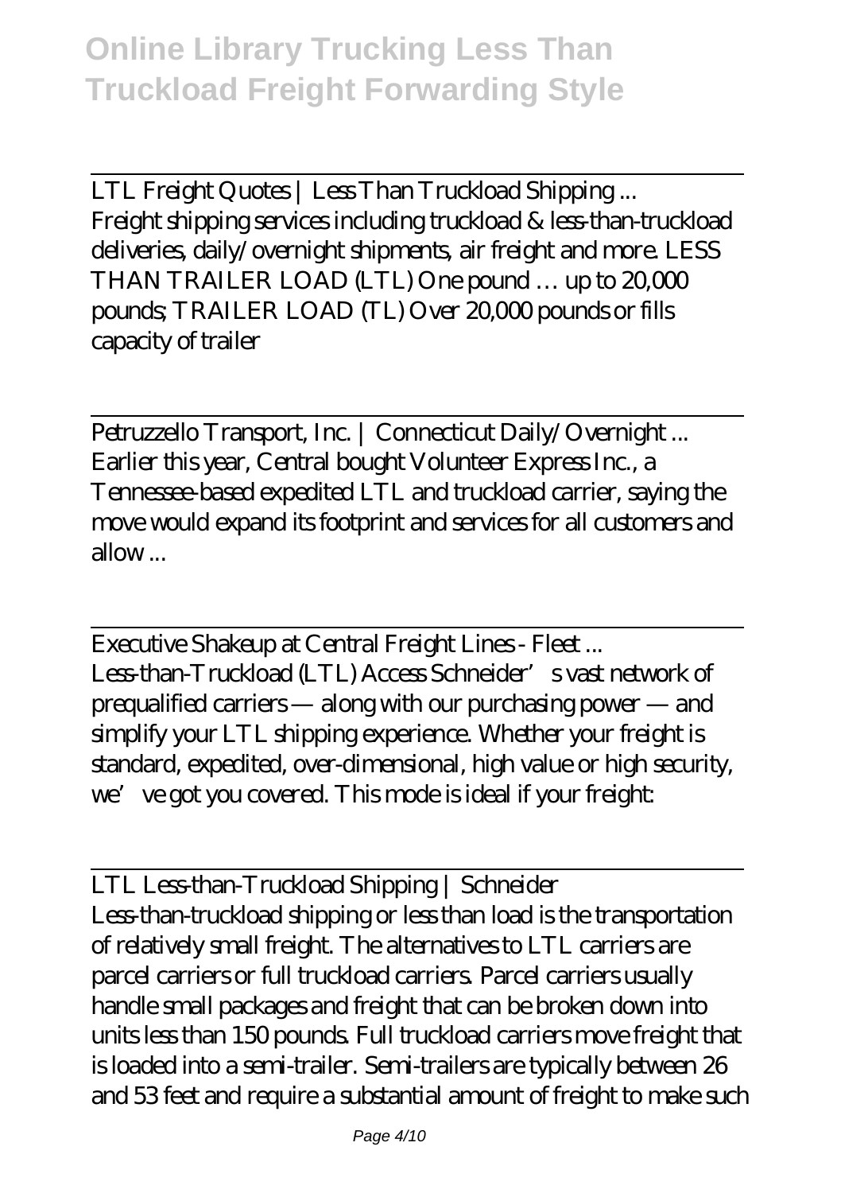LTL Freight Quotes | Less Than Truckload Shipping ...
Freight shipping services including truckload & less-than-truckload deliveries, daily/overnight shipments, air freight and more. LESS THAN TRAILER LOAD (LTL) One pound … up to 20,000 pounds; TRAILER LOAD (TL) Over 20,000 pounds or fills capacity of trailer

Petruzzello Transport, Inc. | Connecticut Daily/Overnight ...
Earlier this year, Central bought Volunteer Express Inc., a Tennessee-based expedited LTL and truckload carrier, saying the move would expand its footprint and services for all customers and allow ...

Executive Shakeup at Central Freight Lines - Fleet ...
Less-than-Truckload (LTL) Access Schneider's vast network of prequalified carriers — along with our purchasing power — and simplify your LTL shipping experience. Whether your freight is standard, expedited, over-dimensional, high value or high security, we've got you covered. This mode is ideal if your freight:

LTL Less-than-Truckload Shipping | Schneider
Less-than-truckload shipping or less than load is the transportation of relatively small freight. The alternatives to LTL carriers are parcel carriers or full truckload carriers. Parcel carriers usually handle small packages and freight that can be broken down into units less than 150 pounds. Full truckload carriers move freight that is loaded into a semi-trailer. Semi-trailers are typically between 26 and 53 feet and require a substantial amount of freight to make such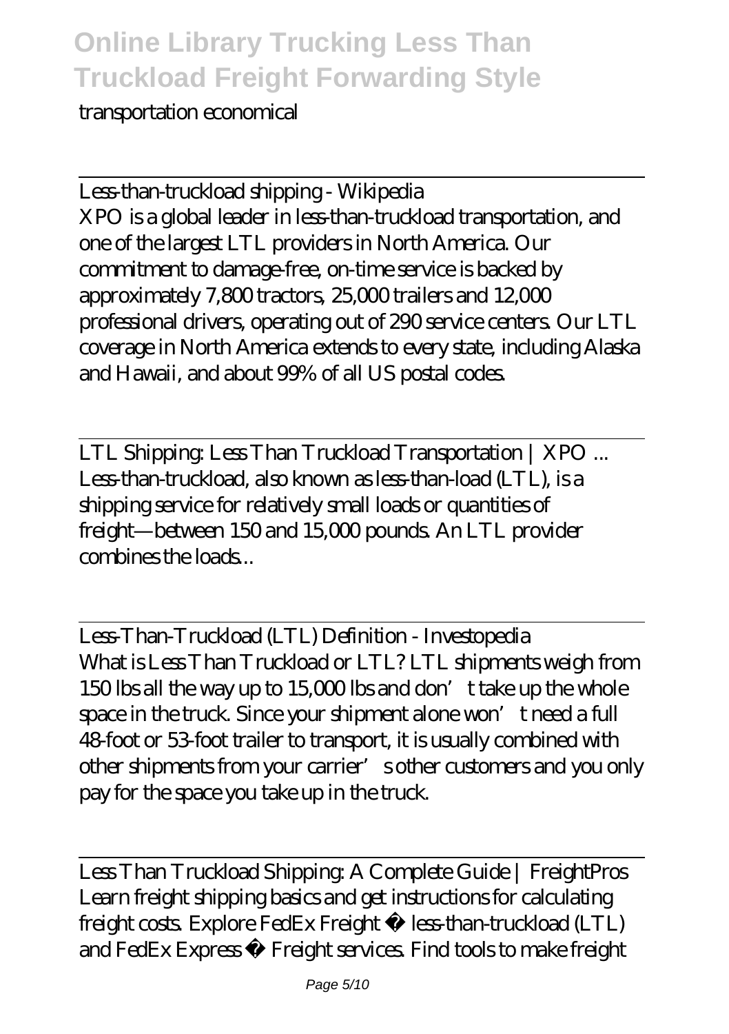transportation economical

Less-than-truckload shipping - Wikipedia

XPO is a global leader in less-than-truckload transportation, and one of the largest LTL providers in North America. Our commitment to damage-free, on-time service is backed by approximately 7,800 tractors, 25,000 trailers and 12,000 professional drivers, operating out of 290 service centers. Our LTL coverage in North America extends to every state, including Alaska and Hawaii, and about 99% of all US postal codes.

LTL Shipping: Less Than Truckload Transportation | XPO ...

Less-than-truckload, also known as less-than-load (LTL), is a shipping service for relatively small loads or quantities of freight—between 150 and 15,000 pounds. An LTL provider combines the loads...

Less-Than-Truckload (LTL) Definition - Investopedia

What is Less Than Truckload or LTL? LTL shipments weigh from 150 lbs all the way up to 15,000 lbs and don't take up the whole space in the truck. Since your shipment alone won't need a full 48-foot or 53-foot trailer to transport, it is usually combined with other shipments from your carrier's other customers and you only pay for the space you take up in the truck.

Less Than Truckload Shipping: A Complete Guide | FreightPros

Learn freight shipping basics and get instructions for calculating freight costs. Explore FedEx Freight ® less-than-truckload (LTL) and FedEx Express ® Freight services. Find tools to make freight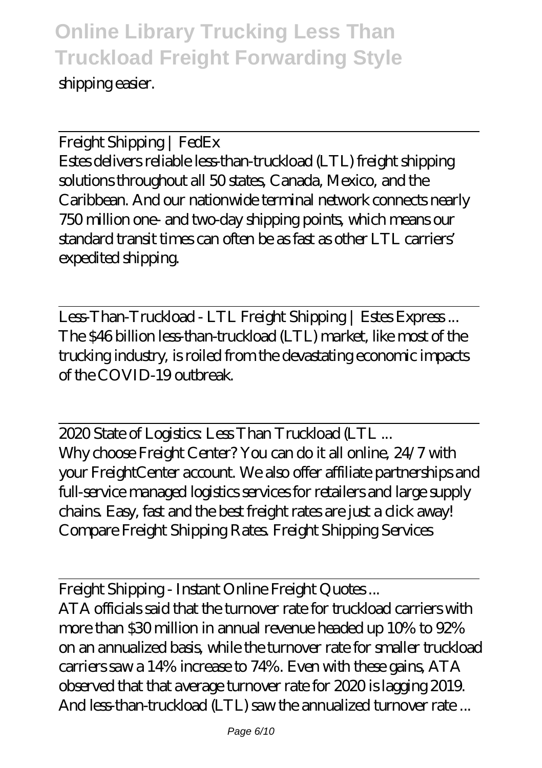shipping easier.

Freight Shipping | FedEx

Estes delivers reliable less-than-truckload (LTL) freight shipping solutions throughout all 50 states, Canada, Mexico, and the Caribbean. And our nationwide terminal network connects nearly 750 million one- and two-day shipping points, which means our standard transit times can often be as fast as other LTL carriers' expedited shipping.

Less-Than-Truckload - LTL Freight Shipping | Estes Express ...

The $46 billion less-than-truckload (LTL) market, like most of the trucking industry, is roiled from the devastating economic impacts of the COVID-19 outbreak.

2020 State of Logistics: Less Than Truckload (LTL ...

Why choose Freight Center? You can do it all online, 24/7 with your FreightCenter account. We also offer affiliate partnerships and full-service managed logistics services for retailers and large supply chains. Easy, fast and the best freight rates are just a click away! Compare Freight Shipping Rates. Freight Shipping Services

Freight Shipping - Instant Online Freight Quotes ...

ATA officials said that the turnover rate for truckload carriers with more than $30 million in annual revenue headed up 10% to 92% on an annualized basis, while the turnover rate for smaller truckload carriers saw a 14% increase to 74%. Even with these gains, ATA observed that that average turnover rate for 2020 is lagging 2019. And less-than-truckload (LTL) saw the annualized turnover rate ...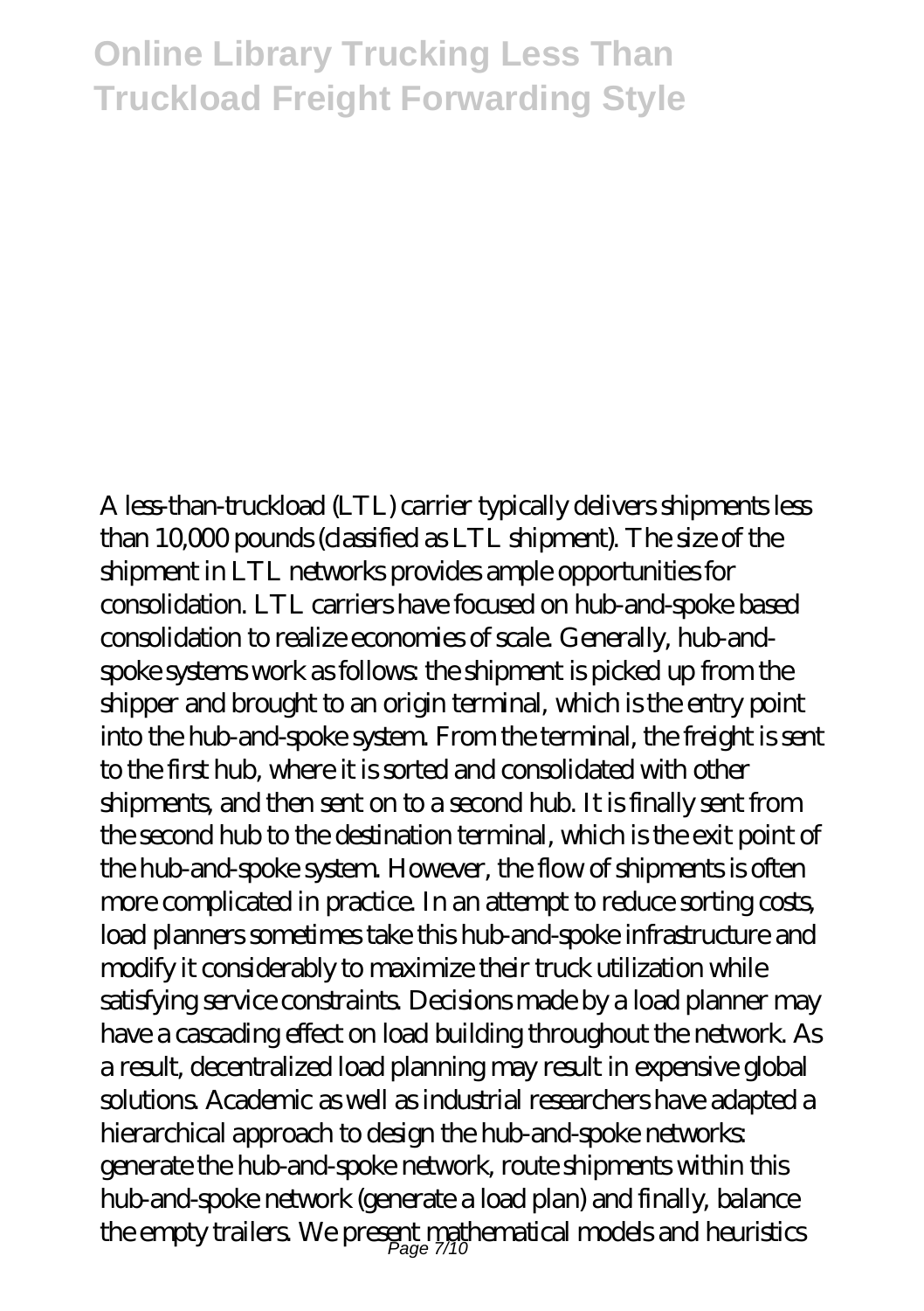A less-than-truckload (LTL) carrier typically delivers shipments less than 10,000 pounds (classified as LTL shipment). The size of the shipment in LTL networks provides ample opportunities for consolidation. LTL carriers have focused on hub-and-spoke based consolidation to realize economies of scale. Generally, hub-and-spoke systems work as follows: the shipment is picked up from the shipper and brought to an origin terminal, which is the entry point into the hub-and-spoke system. From the terminal, the freight is sent to the first hub, where it is sorted and consolidated with other shipments, and then sent on to a second hub. It is finally sent from the second hub to the destination terminal, which is the exit point of the hub-and-spoke system. However, the flow of shipments is often more complicated in practice. In an attempt to reduce sorting costs, load planners sometimes take this hub-and-spoke infrastructure and modify it considerably to maximize their truck utilization while satisfying service constraints. Decisions made by a load planner may have a cascading effect on load building throughout the network. As a result, decentralized load planning may result in expensive global solutions. Academic as well as industrial researchers have adapted a hierarchical approach to design the hub-and-spoke networks: generate the hub-and-spoke network, route shipments within this hub-and-spoke network (generate a load plan) and finally, balance the empty trailers. We present mathematical models and heuristics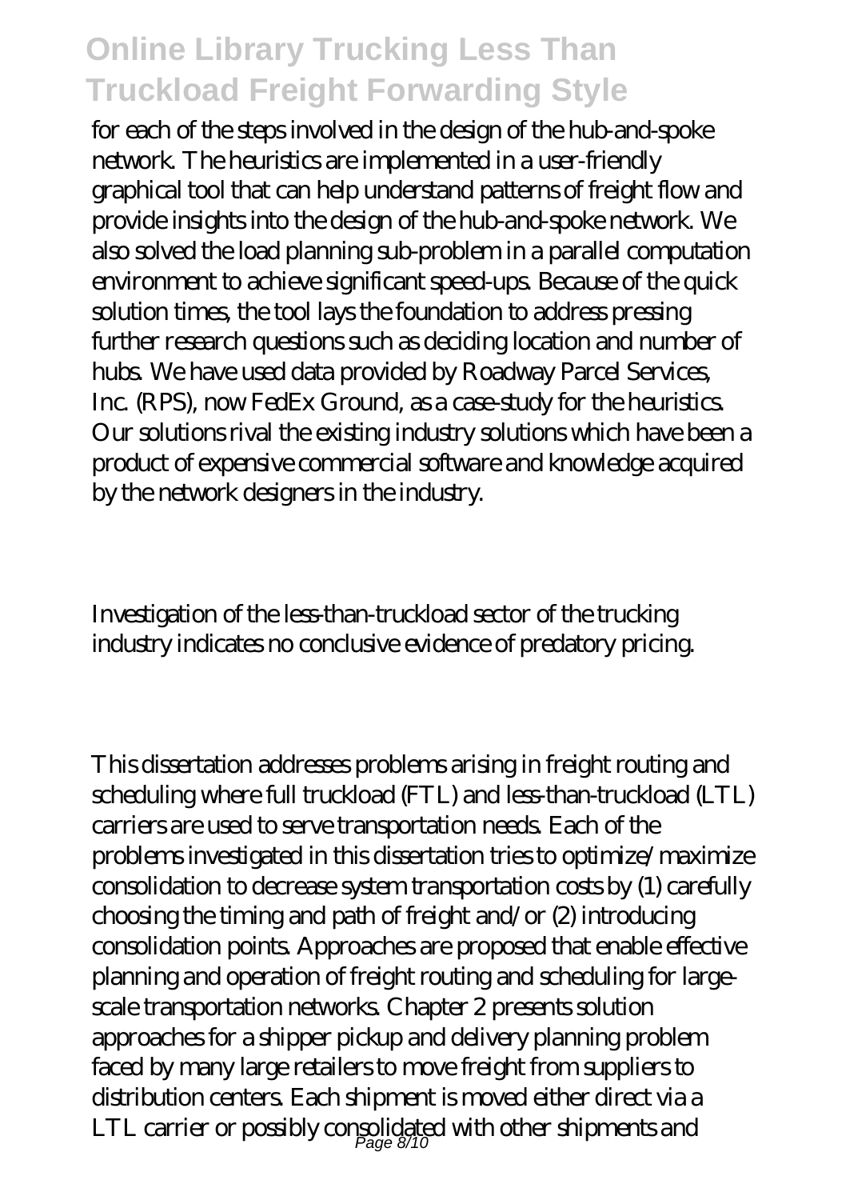for each of the steps involved in the design of the hub-and-spoke network. The heuristics are implemented in a user-friendly graphical tool that can help understand patterns of freight flow and provide insights into the design of the hub-and-spoke network. We also solved the load planning sub-problem in a parallel computation environment to achieve significant speed-ups. Because of the quick solution times, the tool lays the foundation to address pressing further research questions such as deciding location and number of hubs. We have used data provided by Roadway Parcel Services, Inc. (RPS), now FedEx Ground, as a case-study for the heuristics. Our solutions rival the existing industry solutions which have been a product of expensive commercial software and knowledge acquired by the network designers in the industry.

Investigation of the less-than-truckload sector of the trucking industry indicates no conclusive evidence of predatory pricing.

This dissertation addresses problems arising in freight routing and scheduling where full truckload (FTL) and less-than-truckload (LTL) carriers are used to serve transportation needs. Each of the problems investigated in this dissertation tries to optimize/maximize consolidation to decrease system transportation costs by (1) carefully choosing the timing and path of freight and/or (2) introducing consolidation points. Approaches are proposed that enable effective planning and operation of freight routing and scheduling for large-scale transportation networks. Chapter 2 presents solution approaches for a shipper pickup and delivery planning problem faced by many large retailers to move freight from suppliers to distribution centers. Each shipment is moved either direct via a LTL carrier or possibly consolidated with other shipments and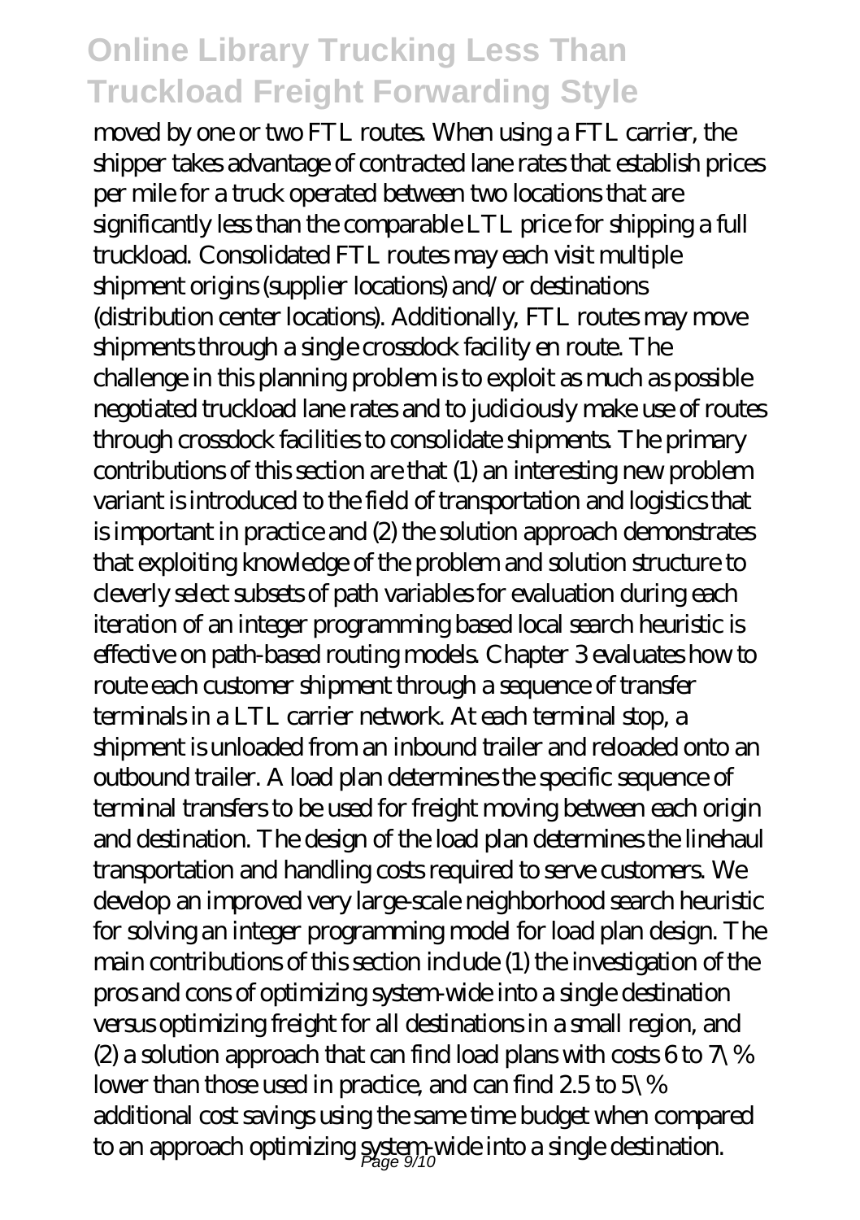moved by one or two FTL routes. When using a FTL carrier, the shipper takes advantage of contracted lane rates that establish prices per mile for a truck operated between two locations that are significantly less than the comparable LTL price for shipping a full truckload. Consolidated FTL routes may each visit multiple shipment origins (supplier locations) and/or destinations (distribution center locations). Additionally, FTL routes may move shipments through a single crossdock facility en route. The challenge in this planning problem is to exploit as much as possible negotiated truckload lane rates and to judiciously make use of routes through crossdock facilities to consolidate shipments. The primary contributions of this section are that (1) an interesting new problem variant is introduced to the field of transportation and logistics that is important in practice and (2) the solution approach demonstrates that exploiting knowledge of the problem and solution structure to cleverly select subsets of path variables for evaluation during each iteration of an integer programming based local search heuristic is effective on path-based routing models. Chapter 3 evaluates how to route each customer shipment through a sequence of transfer terminals in a LTL carrier network. At each terminal stop, a shipment is unloaded from an inbound trailer and reloaded onto an outbound trailer. A load plan determines the specific sequence of terminal transfers to be used for freight moving between each origin and destination. The design of the load plan determines the linehaul transportation and handling costs required to serve customers. We develop an improved very large-scale neighborhood search heuristic for solving an integer programming model for load plan design. The main contributions of this section include (1) the investigation of the pros and cons of optimizing system-wide into a single destination versus optimizing freight for all destinations in a small region, and (2) a solution approach that can find load plans with costs 6 to 7\% lower than those used in practice, and can find 2.5 to 5\% additional cost savings using the same time budget when compared to an approach optimizing system-wide into a single destination.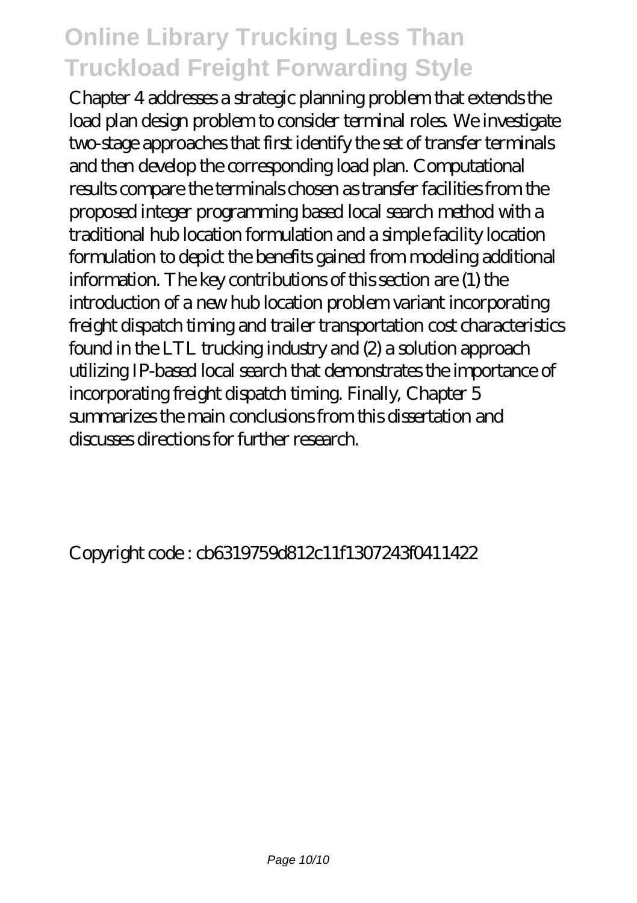Chapter 4 addresses a strategic planning problem that extends the load plan design problem to consider terminal roles. We investigate two-stage approaches that first identify the set of transfer terminals and then develop the corresponding load plan. Computational results compare the terminals chosen as transfer facilities from the proposed integer programming based local search method with a traditional hub location formulation and a simple facility location formulation to depict the benefits gained from modeling additional information. The key contributions of this section are (1) the introduction of a new hub location problem variant incorporating freight dispatch timing and trailer transportation cost characteristics found in the LTL trucking industry and (2) a solution approach utilizing IP-based local search that demonstrates the importance of incorporating freight dispatch timing. Finally, Chapter 5 summarizes the main conclusions from this dissertation and discusses directions for further research.

Copyright code : cb6319759d812c11f1307243f0411422